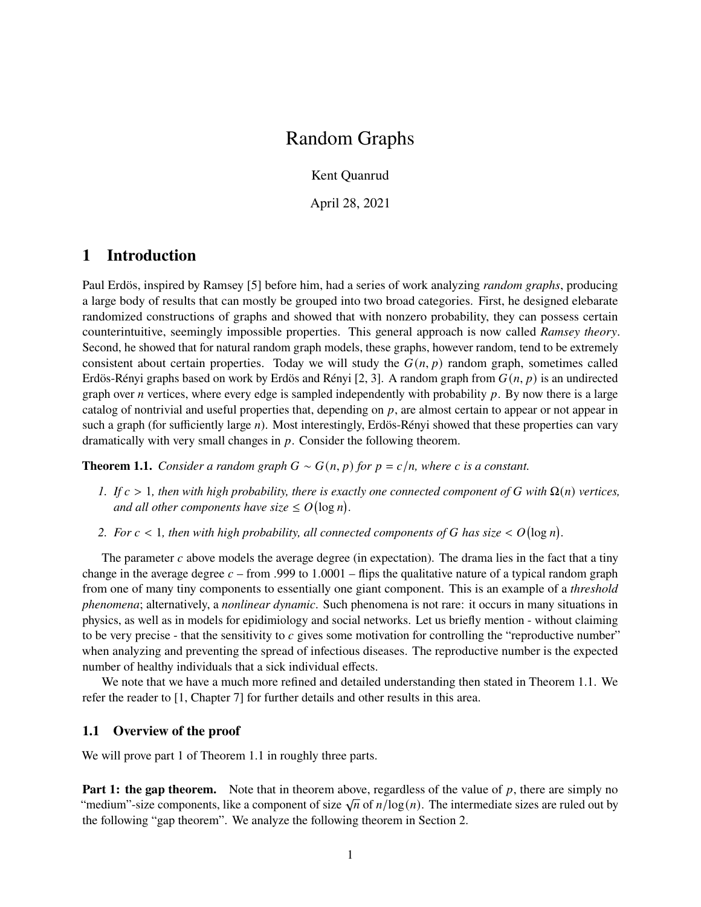# Random Graphs

Kent Quanrud

April 28, 2021

## 1 Introduction

Paul Erdös, inspired by Ramsey [5] before him, had a series of work analyzing *random graphs*, producing a large body of results that can mostly be grouped into two broad categories. First, he designed elebarate randomized constructions of graphs and showed that with nonzero probability, they can possess certain counterintuitive, seemingly impossible properties. This general approach is now called *Ramsey theory*. Second, he showed that for natural random graph models, these graphs, however random, tend to be extremely consistent about certain properties. Today we will study the $G(n, p)$ random graph, sometimes called Erdös-Rényi graphs based on work by Erdös and Rényi [2, 3]. A random graph from $G(n, p)$ is an undirected graph over $n$ vertices, where every edge is sampled independently with probability $p$. By now there is a large catalog of nontrivial and useful properties that, depending on $p$, are almost certain to appear or not appear in such a graph (for sufficiently large $n$). Most interestingly, Erdös-Rényi showed that these properties can vary dramatically with very small changes in $p$. Consider the following theorem.

**Theorem 1.1.** *Consider a random graph $G \sim G(n, p)$ for $p = c/n$, where $c$ is a constant.*

1. *If $c > 1$, then with high probability, there is exactly one connected component of $G$ with $\Omega(n)$ vertices, and all other components have size $\leq O(\log n)$.*
2. *For $c < 1$, then with high probability, all connected components of $G$ has size $< O(\log n)$.*

The parameter $c$ above models the average degree (in expectation). The drama lies in the fact that a tiny change in the average degree $c$ – from .999 to 1.0001 – flips the qualitative nature of a typical random graph from one of many tiny components to essentially one giant component. This is an example of a *threshold phenomena*; alternatively, a *nonlinear dynamic*. Such phenomena is not rare: it occurs in many situations in physics, as well as in models for epidimiology and social networks. Let us briefly mention - without claiming to be very precise - that the sensitivity to $c$ gives some motivation for controlling the "reproductive number" when analyzing and preventing the spread of infectious diseases. The reproductive number is the expected number of healthy individuals that a sick individual effects.

We note that we have a much more refined and detailed understanding then stated in Theorem 1.1. We refer the reader to [1, Chapter 7] for further details and other results in this area.

### 1.1 Overview of the proof

We will prove part 1 of Theorem 1.1 in roughly three parts.

**Part 1: the gap theorem.** Note that in theorem above, regardless of the value of $p$, there are simply no "medium"-size components, like a component of size $\sqrt{n}$ of $n/\log(n)$. The intermediate sizes are ruled out by the following "gap theorem". We analyze the following theorem in Section 2.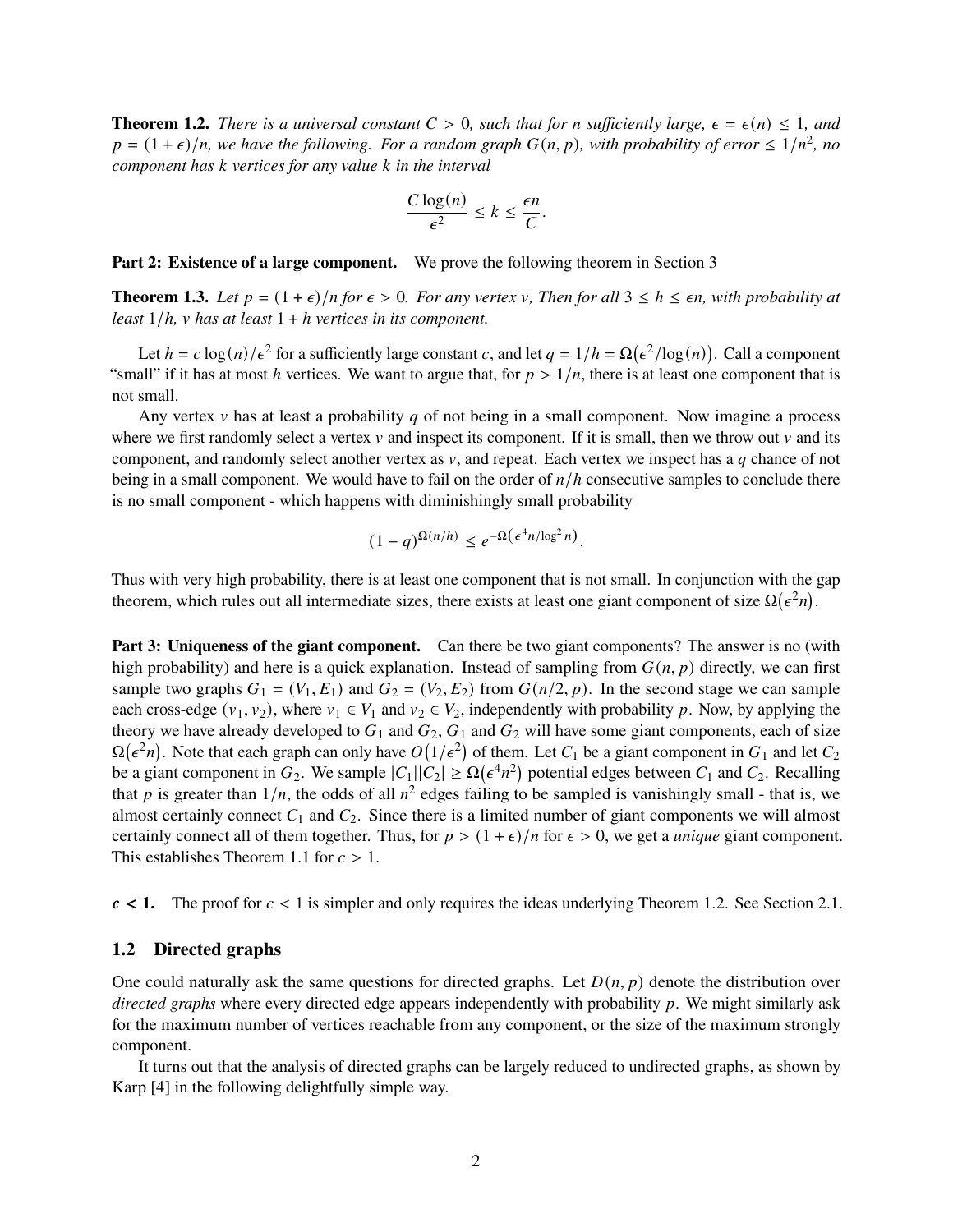**Theorem 1.2.** *There is a universal constant $C > 0$, such that for $n$ sufficiently large, $\epsilon = \epsilon(n) \leq 1$, and $p = (1+\epsilon)/n$, we have the following. For a random graph $G(n,p)$, with probability of error $\leq 1/n^2$, no component has $k$ vertices for any value $k$ in the interval*

$$\frac{C \log(n)}{\epsilon^2} \leq k \leq \frac{\epsilon n}{C}.$$

**Part 2: Existence of a large component.** We prove the following theorem in Section 3

**Theorem 1.3.** *Let $p = (1+\epsilon)/n$ for $\epsilon > 0$. For any vertex $v$, Then for all $3 \leq h \leq \epsilon n$, with probability at least $1/h$, $v$ has at least $1 + h$ vertices in its component.*

Let $h = c \log(n)/\epsilon^2$ for a sufficiently large constant $c$, and let $q = 1/h = \Omega(\epsilon^2/\log(n))$. Call a component "small" if it has at most $h$ vertices. We want to argue that, for $p > 1/n$, there is at least one component that is not small.

Any vertex $v$ has at least a probability $q$ of not being in a small component. Now imagine a process where we first randomly select a vertex $v$ and inspect its component. If it is small, then we throw out $v$ and its component, and randomly select another vertex as $v$, and repeat. Each vertex we inspect has a $q$ chance of not being in a small component. We would have to fail on the order of $n/h$ consecutive samples to conclude there is no small component - which happens with diminishingly small probability

$$(1-q)^{\Omega(n/h)} \leq e^{-\Omega\left(\epsilon^4 n/\log^2 n\right)}.$$

Thus with very high probability, there is at least one component that is not small. In conjunction with the gap theorem, which rules out all intermediate sizes, there exists at least one giant component of size $\Omega(\epsilon^2 n)$.

**Part 3: Uniqueness of the giant component.** Can there be two giant components? The answer is no (with high probability) and here is a quick explanation. Instead of sampling from $G(n,p)$ directly, we can first sample two graphs $G_1 = (V_1, E_1)$ and $G_2 = (V_2, E_2)$ from $G(n/2, p)$. In the second stage we can sample each cross-edge $(v_1, v_2)$, where $v_1 \in V_1$ and $v_2 \in V_2$, independently with probability $p$. Now, by applying the theory we have already developed to $G_1$ and $G_2$, $G_1$ and $G_2$ will have some giant components, each of size $\Omega(\epsilon^2 n)$. Note that each graph can only have $O(1/\epsilon^2)$ of them. Let $C_1$ be a giant component in $G_1$ and let $C_2$ be a giant component in $G_2$. We sample $|C_1||C_2| \geq \Omega(\epsilon^4 n^2)$ potential edges between $C_1$ and $C_2$. Recalling that $p$ is greater than $1/n$, the odds of all $n^2$ edges failing to be sampled is vanishingly small - that is, we almost certainly connect $C_1$ and $C_2$. Since there is a limited number of giant components we will almost certainly connect all of them together. Thus, for $p > (1+\epsilon)/n$ for $\epsilon > 0$, we get a *unique* giant component. This establishes Theorem 1.1 for $c > 1$.

***$c < 1$.*** The proof for $c < 1$ is simpler and only requires the ideas underlying Theorem 1.2. See Section 2.1.

## 1.2 Directed graphs

One could naturally ask the same questions for directed graphs. Let $D(n,p)$ denote the distribution over *directed graphs* where every directed edge appears independently with probability $p$. We might similarly ask for the maximum number of vertices reachable from any component, or the size of the maximum strongly component.

It turns out that the analysis of directed graphs can be largely reduced to undirected graphs, as shown by Karp [4] in the following delightfully simple way.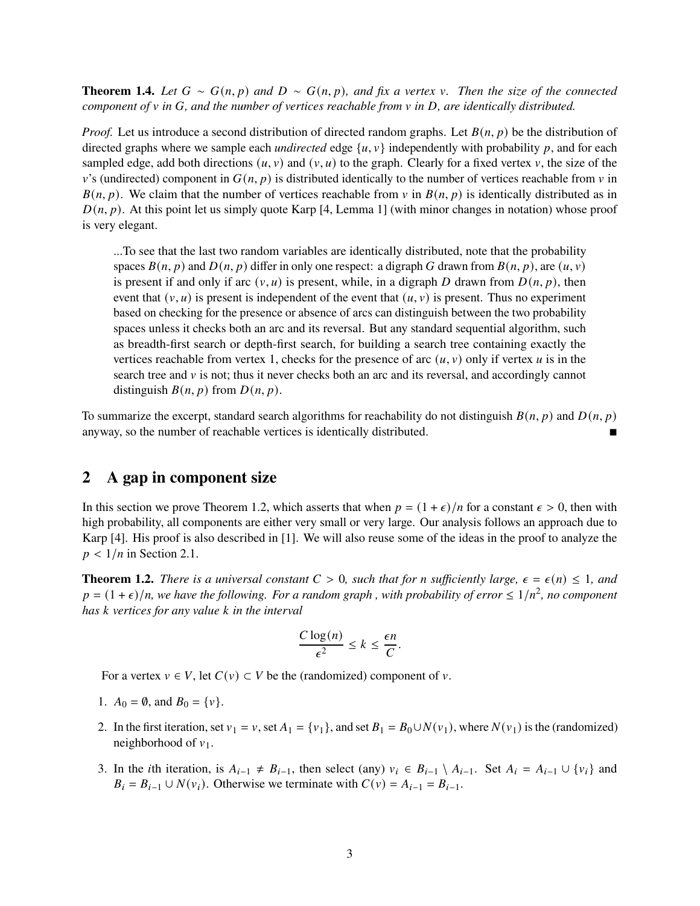**Theorem 1.4.** *Let $G \sim G(n, p)$ and $D \sim G(n, p)$, and fix a vertex $v$. Then the size of the connected component of $v$ in $G$, and the number of vertices reachable from $v$ in $D$, are identically distributed.*

*Proof.* Let us introduce a second distribution of directed random graphs. Let $B(n, p)$ be the distribution of directed graphs where we sample each *undirected* edge $\{u, v\}$ independently with probability $p$, and for each sampled edge, add both directions $(u, v)$ and $(v, u)$ to the graph. Clearly for a fixed vertex $v$, the size of the $v$'s (undirected) component in $G(n, p)$ is distributed identically to the number of vertices reachable from $v$ in $B(n, p)$. We claim that the number of vertices reachable from $v$ in $B(n, p)$ is identically distributed as in $D(n, p)$. At this point let us simply quote Karp [4, Lemma 1] (with minor changes in notation) whose proof is very elegant.

> ...To see that the last two random variables are identically distributed, note that the probability spaces $B(n, p)$ and $D(n, p)$ differ in only one respect: a digraph $G$ drawn from $B(n, p)$, are $(u, v)$ is present if and only if arc $(v, u)$ is present, while, in a digraph $D$ drawn from $D(n, p)$, then event that $(v, u)$ is present is independent of the event that $(u, v)$ is present. Thus no experiment based on checking for the presence or absence of arcs can distinguish between the two probability spaces unless it checks both an arc and its reversal. But any standard sequential algorithm, such as breadth-first search or depth-first search, for building a search tree containing exactly the vertices reachable from vertex 1, checks for the presence of arc $(u, v)$ only if vertex $u$ is in the search tree and $v$ is not; thus it never checks both an arc and its reversal, and accordingly cannot distinguish $B(n, p)$ from $D(n, p)$.

To summarize the excerpt, standard search algorithms for reachability do not distinguish $B(n, p)$ and $D(n, p)$ anyway, so the number of reachable vertices is identically distributed. ∎

## 2 A gap in component size

In this section we prove Theorem 1.2, which asserts that when $p = (1 + \epsilon)/n$ for a constant $\epsilon > 0$, then with high probability, all components are either very small or very large. Our analysis follows an approach due to Karp [4]. His proof is also described in [1]. We will also reuse some of the ideas in the proof to analyze the $p < 1/n$ in Section 2.1.

**Theorem 1.2.** *There is a universal constant $C > 0$, such that for $n$ sufficiently large, $\epsilon = \epsilon(n) \leq 1$, and $p = (1 + \epsilon)/n$, we have the following. For a random graph , with probability of error $\leq 1/n^2$, no component has $k$ vertices for any value $k$ in the interval*

$$\frac{C \log(n)}{\epsilon^2} \leq k \leq \frac{\epsilon n}{C}.$$

For a vertex $v \in V$, let $C(v) \subset V$ be the (randomized) component of $v$.

1. $A_0 = \emptyset$, and $B_0 = \{v\}$.
2. In the first iteration, set $v_1 = v$, set $A_1 = \{v_1\}$, and set $B_1 = B_0 \cup N(v_1)$, where $N(v_1)$ is the (randomized) neighborhood of $v_1$.
3. In the $i$th iteration, is $A_{i-1} \neq B_{i-1}$, then select (any) $v_i \in B_{i-1} \setminus A_{i-1}$. Set $A_i = A_{i-1} \cup \{v_i\}$ and $B_i = B_{i-1} \cup N(v_i)$. Otherwise we terminate with $C(v) = A_{i-1} = B_{i-1}$.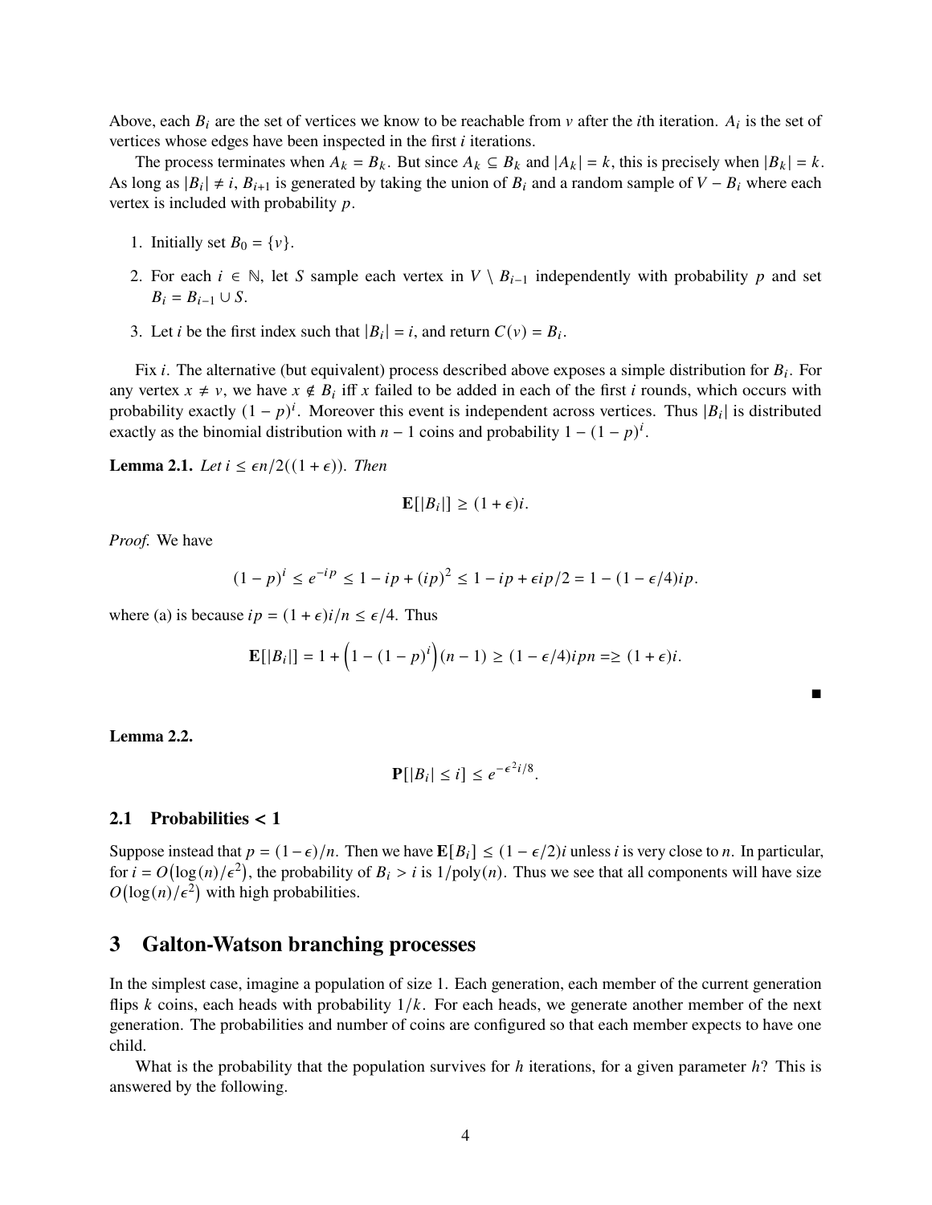Above, each $B_i$ are the set of vertices we know to be reachable from $v$ after the $i$th iteration. $A_i$ is the set of vertices whose edges have been inspected in the first $i$ iterations.

The process terminates when $A_k = B_k$. But since $A_k \subseteq B_k$ and $|A_k| = k$, this is precisely when $|B_k| = k$. As long as $|B_i| \neq i$, $B_{i+1}$ is generated by taking the union of $B_i$ and a random sample of $V - B_i$ where each vertex is included with probability $p$.

1. Initially set $B_0 = \{v\}$.
2. For each $i \in \mathbb{N}$, let $S$ sample each vertex in $V \setminus B_{i-1}$ independently with probability $p$ and set $B_i = B_{i-1} \cup S$.
3. Let $i$ be the first index such that $|B_i| = i$, and return $C(v) = B_i$.

Fix $i$. The alternative (but equivalent) process described above exposes a simple distribution for $B_i$. For any vertex $x \neq v$, we have $x \notin B_i$ iff $x$ failed to be added in each of the first $i$ rounds, which occurs with probability exactly $(1-p)^i$. Moreover this event is independent across vertices. Thus $|B_i|$ is distributed exactly as the binomial distribution with $n-1$ coins and probability $1-(1-p)^i$.

**Lemma 2.1.** *Let $i \leq \epsilon n/2((1+\epsilon))$. Then*

$$\mathbf{E}[|B_i|] \geq (1+\epsilon)i.$$

*Proof.* We have

$$(1-p)^i \leq e^{-ip} \leq 1 - ip + (ip)^2 \leq 1 - ip + \epsilon ip/2 = 1 - (1-\epsilon/4)ip.$$

where (a) is because $ip = (1+\epsilon)i/n \leq \epsilon/4$. Thus

$$\mathbf{E}[|B_i|] = 1 + \left(1 - (1-p)^i\right)(n-1) \geq (1-\epsilon/4)ipn = \geq (1+\epsilon)i.$$

∎

**Lemma 2.2.**

$$\mathbf{P}[|B_i| \leq i] \leq e^{-\epsilon^2 i/8}.$$

### 2.1 Probabilities < 1

Suppose instead that $p = (1-\epsilon)/n$. Then we have $\mathbf{E}[B_i] \leq (1-\epsilon/2)i$ unless $i$ is very close to $n$. In particular, for $i = O(\log(n)/\epsilon^2)$, the probability of $B_i > i$ is $1/\text{poly}(n)$. Thus we see that all components will have size $O(\log(n)/\epsilon^2)$ with high probabilities.

## 3 Galton-Watson branching processes

In the simplest case, imagine a population of size 1. Each generation, each member of the current generation flips $k$ coins, each heads with probability $1/k$. For each heads, we generate another member of the next generation. The probabilities and number of coins are configured so that each member expects to have one child.

What is the probability that the population survives for $h$ iterations, for a given parameter $h$? This is answered by the following.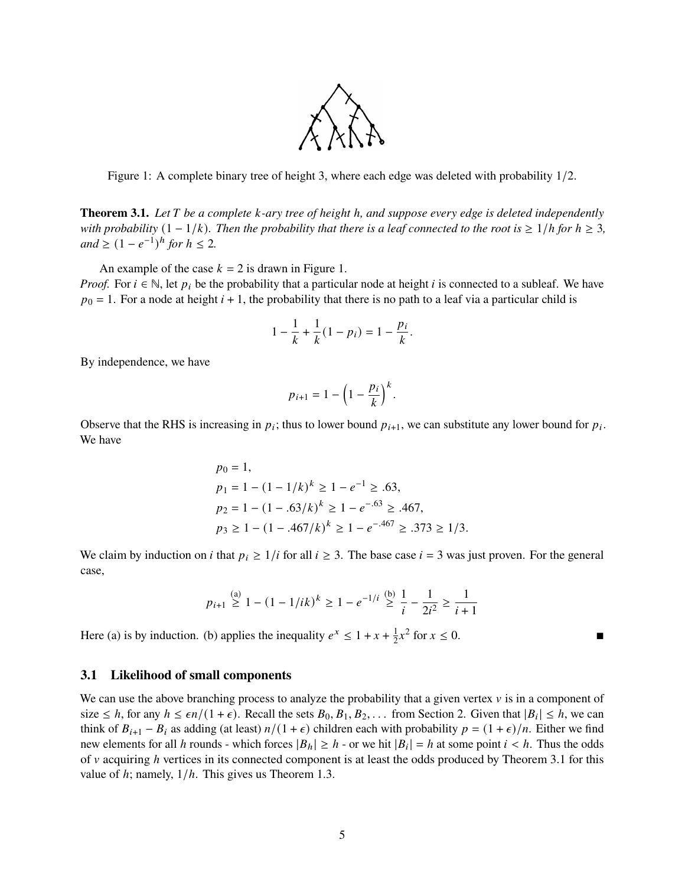Figure 1: A complete binary tree of height 3, where each edge was deleted with probability $1/2$.

**Theorem 3.1.** *Let $T$ be a complete $k$-ary tree of height $h$, and suppose every edge is deleted independently with probability $(1 - 1/k)$. Then the probability that there is a leaf connected to the root is $\geq 1/h$ for $h \geq 3$, and $\geq (1 - e^{-1})^h$ for $h \leq 2$.*

An example of the case $k = 2$ is drawn in Figure 1.

*Proof.* For $i \in \mathbb{N}$, let $p_i$ be the probability that a particular node at height $i$ is connected to a subleaf. We have $p_0 = 1$. For a node at height $i + 1$, the probability that there is no path to a leaf via a particular child is

$$1 - \frac{1}{k} + \frac{1}{k}(1 - p_i) = 1 - \frac{p_i}{k}.$$

By independence, we have

$$p_{i+1} = 1 - \left(1 - \frac{p_i}{k}\right)^k.$$

Observe that the RHS is increasing in $p_i$; thus to lower bound $p_{i+1}$, we can substitute any lower bound for $p_i$. We have

$$\begin{aligned}
&p_0 = 1, \\
&p_1 = 1 - (1 - 1/k)^k \geq 1 - e^{-1} \geq .63, \\
&p_2 = 1 - (1 - .63/k)^k \geq 1 - e^{-.63} \geq .467, \\
&p_3 \geq 1 - (1 - .467/k)^k \geq 1 - e^{-.467} \geq .373 \geq 1/3.
\end{aligned}$$

We claim by induction on $i$ that $p_i \geq 1/i$ for all $i \geq 3$. The base case $i = 3$ was just proven. For the general case,

$$p_{i+1} \overset{(a)}{\geq} 1 - (1 - 1/ik)^k \geq 1 - e^{-1/i} \overset{(b)}{\geq} \frac{1}{i} - \frac{1}{2i^2} \geq \frac{1}{i+1}$$

Here (a) is by induction. (b) applies the inequality $e^x \leq 1 + x + \frac{1}{2}x^2$ for $x \leq 0$. ∎

### 3.1 Likelihood of small components

We can use the above branching process to analyze the probability that a given vertex $v$ is in a component of size $\leq h$, for any $h \leq \epsilon n/(1 + \epsilon)$. Recall the sets $B_0, B_1, B_2, \ldots$ from Section 2. Given that $|B_i| \leq h$, we can think of $B_{i+1} - B_i$ as adding (at least) $n/(1 + \epsilon)$ children each with probability $p = (1 + \epsilon)/n$. Either we find new elements for all $h$ rounds - which forces $|B_h| \geq h$ - or we hit $|B_i| = h$ at some point $i < h$. Thus the odds of $v$ acquiring $h$ vertices in its connected component is at least the odds produced by Theorem 3.1 for this value of $h$; namely, $1/h$. This gives us Theorem 1.3.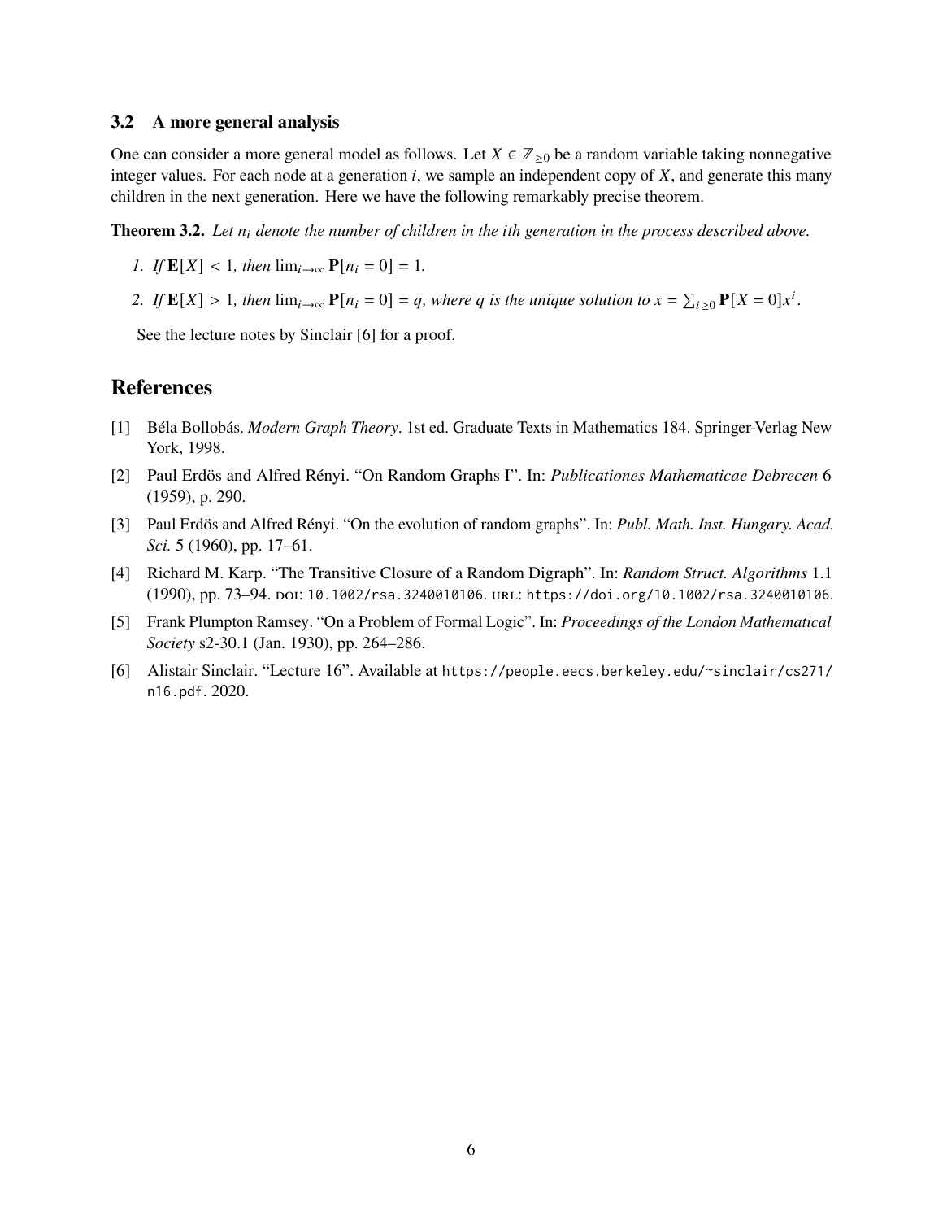### 3.2 A more general analysis

One can consider a more general model as follows. Let $X \in \mathbb{Z}_{\geq 0}$ be a random variable taking nonnegative integer values. For each node at a generation $i$, we sample an independent copy of $X$, and generate this many children in the next generation. Here we have the following remarkably precise theorem.

**Theorem 3.2.** *Let $n_i$ denote the number of children in the $i$th generation in the process described above.*

1. *If $\mathbf{E}[X] < 1$, then $\lim_{i\to\infty} \mathbf{P}[n_i = 0] = 1$.*
2. *If $\mathbf{E}[X] > 1$, then $\lim_{i\to\infty} \mathbf{P}[n_i = 0] = q$, where $q$ is the unique solution to $x = \sum_{i \geq 0} \mathbf{P}[X = 0] x^i$.*

See the lecture notes by Sinclair [6] for a proof.

## References

[1] Béla Bollobás. *Modern Graph Theory*. 1st ed. Graduate Texts in Mathematics 184. Springer-Verlag New York, 1998.

[2] Paul Erdös and Alfred Rényi. "On Random Graphs I". In: *Publicationes Mathematicae Debrecen* 6 (1959), p. 290.

[3] Paul Erdös and Alfred Rényi. "On the evolution of random graphs". In: *Publ. Math. Inst. Hungary. Acad. Sci.* 5 (1960), pp. 17–61.

[4] Richard M. Karp. "The Transitive Closure of a Random Digraph". In: *Random Struct. Algorithms* 1.1 (1990), pp. 73–94. DOI: 10.1002/rsa.3240010106. URL: https://doi.org/10.1002/rsa.3240010106.

[5] Frank Plumpton Ramsey. "On a Problem of Formal Logic". In: *Proceedings of the London Mathematical Society* s2-30.1 (Jan. 1930), pp. 264–286.

[6] Alistair Sinclair. "Lecture 16". Available at https://people.eecs.berkeley.edu/~sinclair/cs271/n16.pdf. 2020.